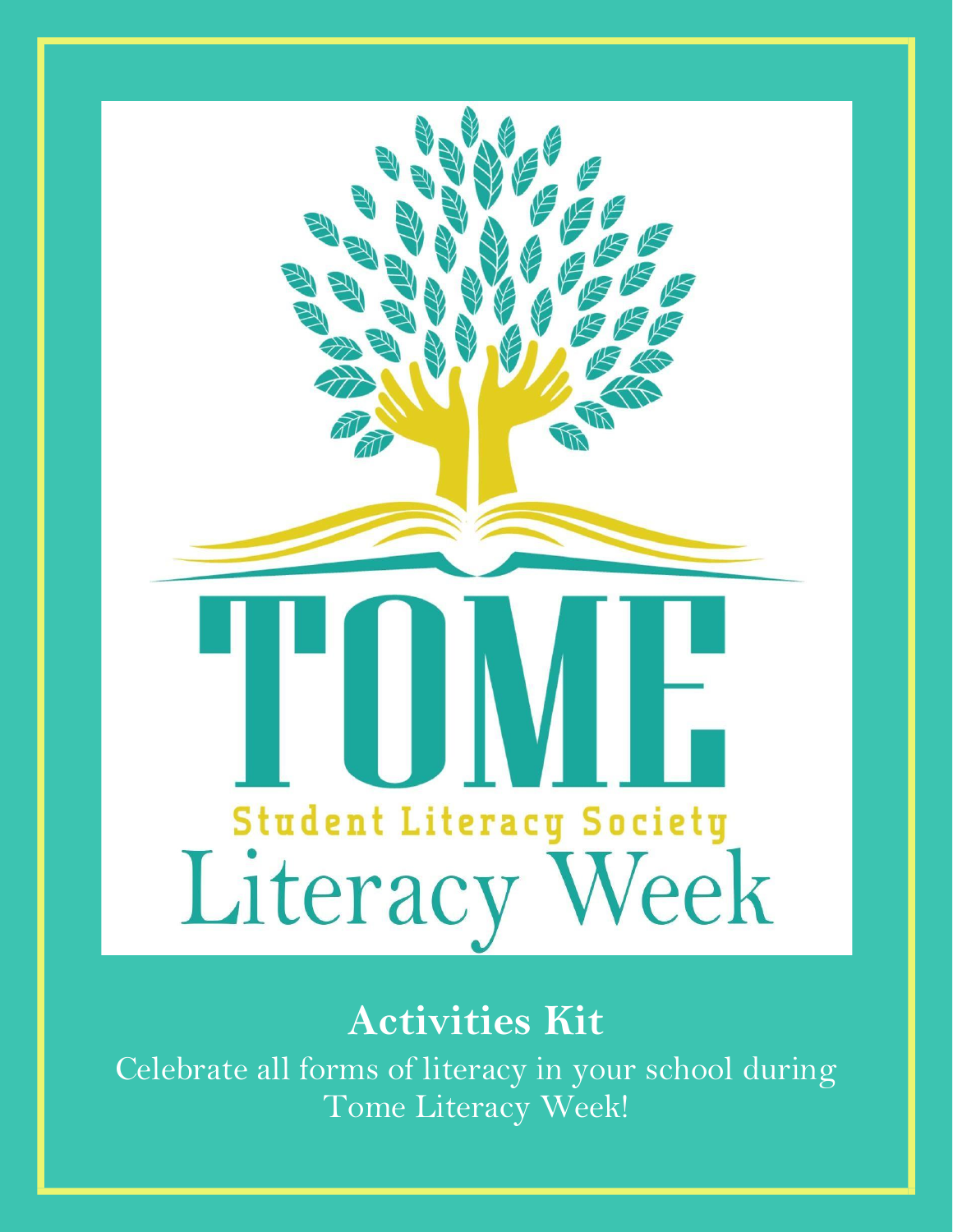# TOME

Student Literacy Society

# Literacy Week

## Activities Kit

Celebrate all forms of literacy in your school during Tome Literacy Week!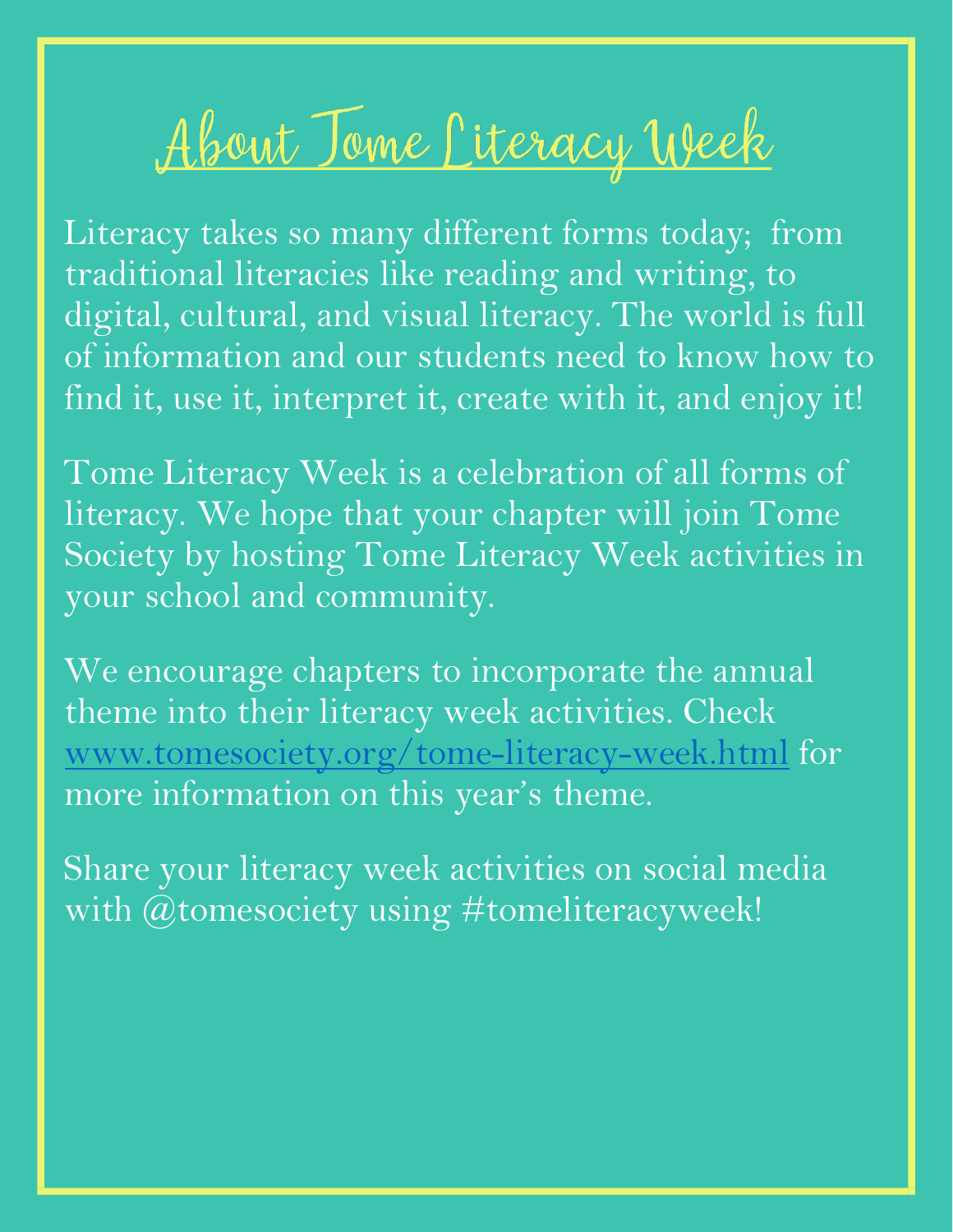# About Tome Literacy Week

Literacy takes so many different forms today; from traditional literacies like reading and writing, to digital, cultural, and visual literacy. The world is full of information and our students need to know how to find it, use it, interpret it, create with it, and enjoy it!

Tome Literacy Week is a celebration of all forms of literacy. We hope that your chapter will join Tome Society by hosting Tome Literacy Week activities in your school and community.

We encourage chapters to incorporate the annual theme into their literacy week activities. Check www.tomesociety.org/tome-literacy-week.html for more information on this year's theme.

Share your literacy week activities on social media with @tomesociety using #tomeliteracyweek!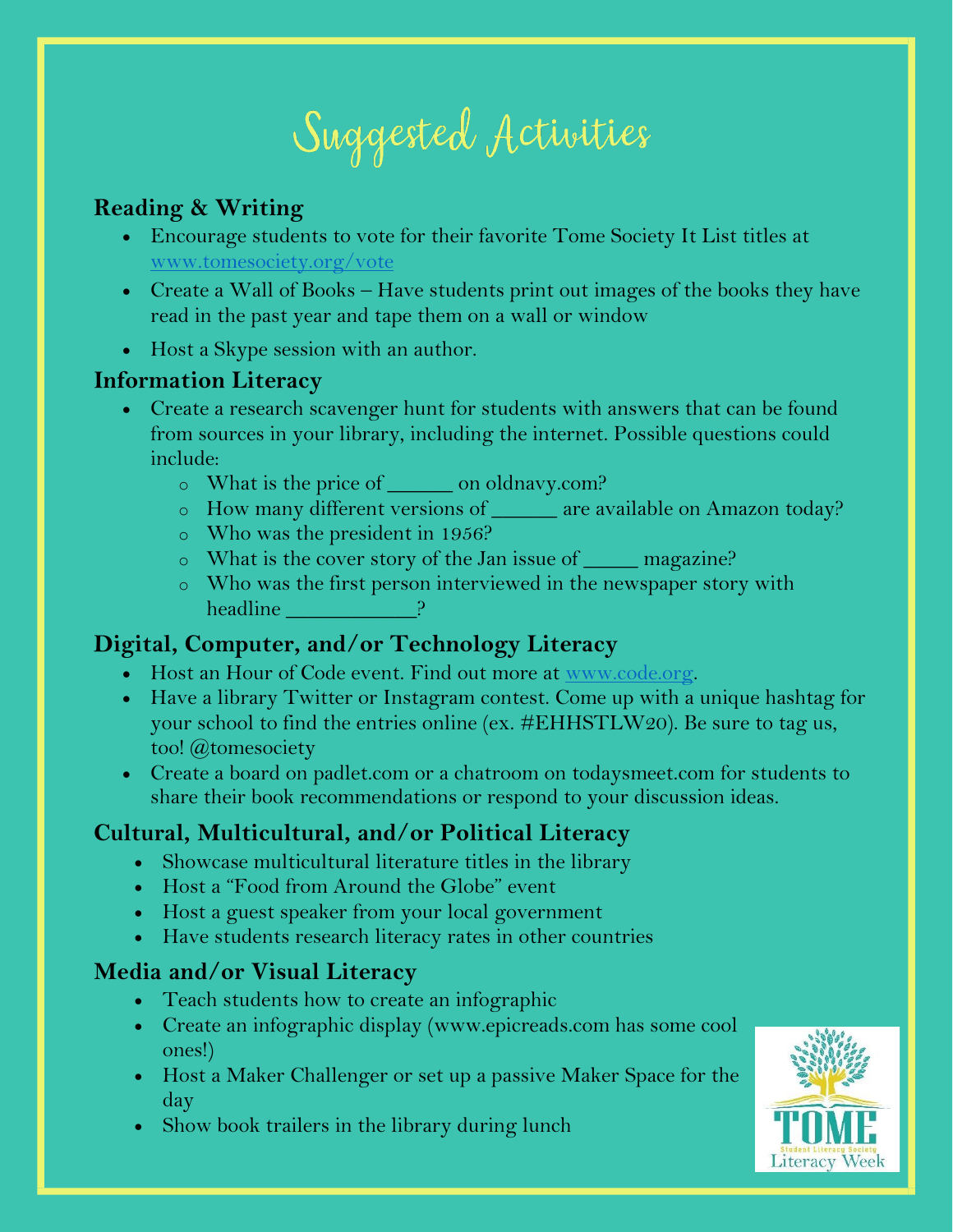# Suggested Activities

### Reading & Writing

- Encourage students to vote for their favorite Tome Society It List titles at www.tomesociety.org/vote
- Create a Wall of Books – Have students print out images of the books they have read in the past year and tape them on a wall or window
- Host a Skype session with an author.

### Information Literacy

- Create a research scavenger hunt for students with answers that can be found from sources in your library, including the internet. Possible questions could include:
  - What is the price of ______ on oldnavy.com?
  - How many different versions of ______ are available on Amazon today?
  - Who was the president in 1956?
  - What is the cover story of the Jan issue of _____ magazine?
  - Who was the first person interviewed in the newspaper story with headline ____________?

### Digital, Computer, and/or Technology Literacy

- Host an Hour of Code event. Find out more at www.code.org.
- Have a library Twitter or Instagram contest. Come up with a unique hashtag for your school to find the entries online (ex. #EHHSTLW20). Be sure to tag us, too! @tomesociety
- Create a board on padlet.com or a chatroom on todaysmeet.com for students to share their book recommendations or respond to your discussion ideas.

### Cultural, Multicultural, and/or Political Literacy

- Showcase multicultural literature titles in the library
- Host a "Food from Around the Globe" event
- Host a guest speaker from your local government
- Have students research literacy rates in other countries

### Media and/or Visual Literacy

- Teach students how to create an infographic
- Create an infographic display (www.epicreads.com has some cool ones!)
- Host a Maker Challenger or set up a passive Maker Space for the day
- Show book trailers in the library during lunch

TOME Student Literacy Society
Literacy Week